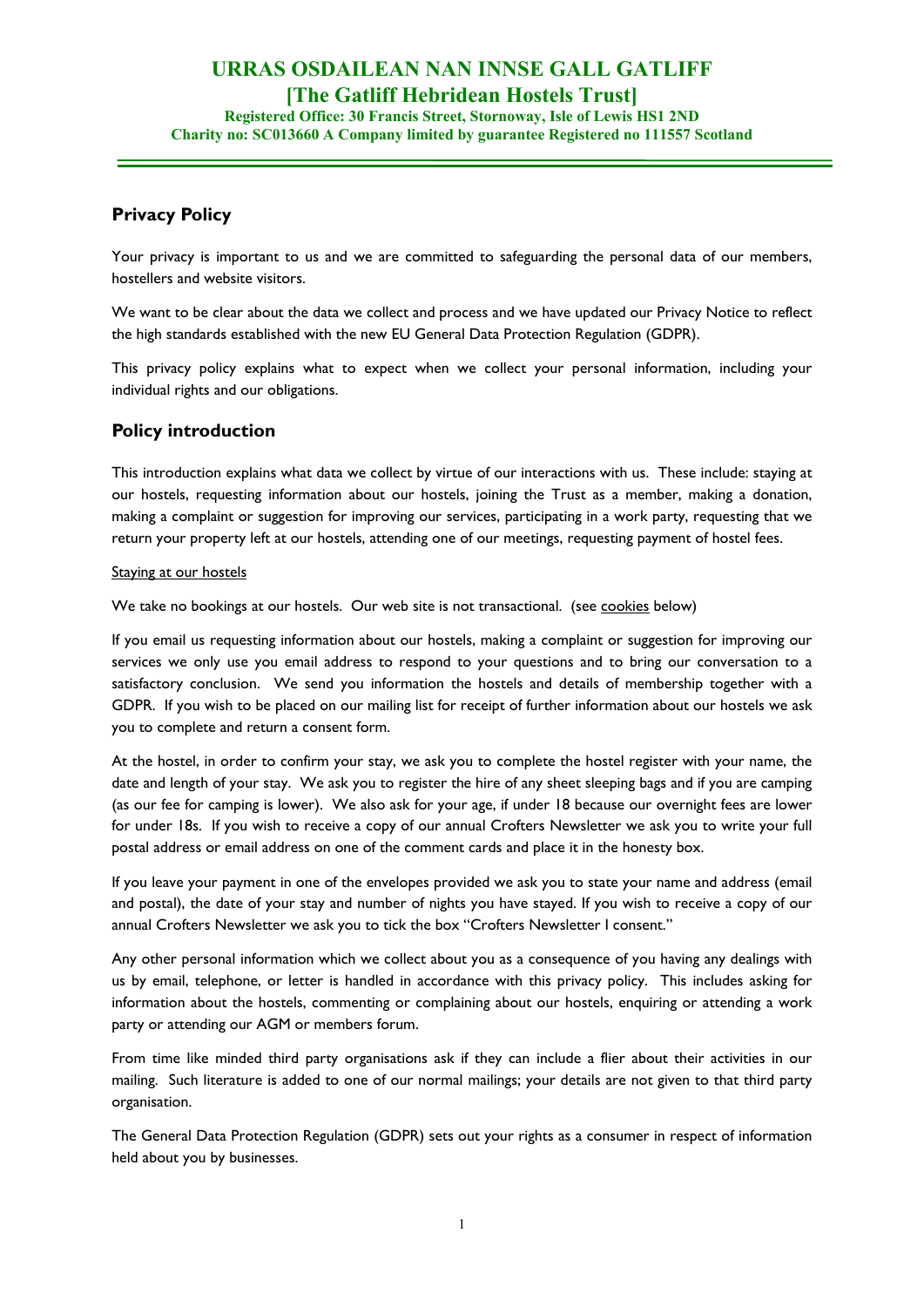# URRAS OSDAILEAN NAN INNSE GALL GATLIFF

## [The Gatliff Hebridean Hostels Trust]

**Registered Office: 30 Francis Street, Stornoway, Isle of Lewis HS1 2ND**
**Charity no: SC013660 A Company limited by guarantee Registered no 111557 Scotland**

---

## Privacy Policy

Your privacy is important to us and we are committed to safeguarding the personal data of our members, hostellers and website visitors.

We want to be clear about the data we collect and process and we have updated our Privacy Notice to reflect the high standards established with the new EU General Data Protection Regulation (GDPR).

This privacy policy explains what to expect when we collect your personal information, including your individual rights and our obligations.

## Policy introduction

This introduction explains what data we collect by virtue of our interactions with us. These include: staying at our hostels, requesting information about our hostels, joining the Trust as a member, making a donation, making a complaint or suggestion for improving our services, participating in a work party, requesting that we return your property left at our hostels, attending one of our meetings, requesting payment of hostel fees.

Staying at our hostels

We take no bookings at our hostels. Our web site is not transactional. (see cookies below)

If you email us requesting information about our hostels, making a complaint or suggestion for improving our services we only use you email address to respond to your questions and to bring our conversation to a satisfactory conclusion. We send you information the hostels and details of membership together with a GDPR. If you wish to be placed on our mailing list for receipt of further information about our hostels we ask you to complete and return a consent form.

At the hostel, in order to confirm your stay, we ask you to complete the hostel register with your name, the date and length of your stay. We ask you to register the hire of any sheet sleeping bags and if you are camping (as our fee for camping is lower). We also ask for your age, if under 18 because our overnight fees are lower for under 18s. If you wish to receive a copy of our annual Crofters Newsletter we ask you to write your full postal address or email address on one of the comment cards and place it in the honesty box.

If you leave your payment in one of the envelopes provided we ask you to state your name and address (email and postal), the date of your stay and number of nights you have stayed. If you wish to receive a copy of our annual Crofters Newsletter we ask you to tick the box "Crofters Newsletter I consent."

Any other personal information which we collect about you as a consequence of you having any dealings with us by email, telephone, or letter is handled in accordance with this privacy policy. This includes asking for information about the hostels, commenting or complaining about our hostels, enquiring or attending a work party or attending our AGM or members forum.

From time like minded third party organisations ask if they can include a flier about their activities in our mailing. Such literature is added to one of our normal mailings; your details are not given to that third party organisation.

The General Data Protection Regulation (GDPR) sets out your rights as a consumer in respect of information held about you by businesses.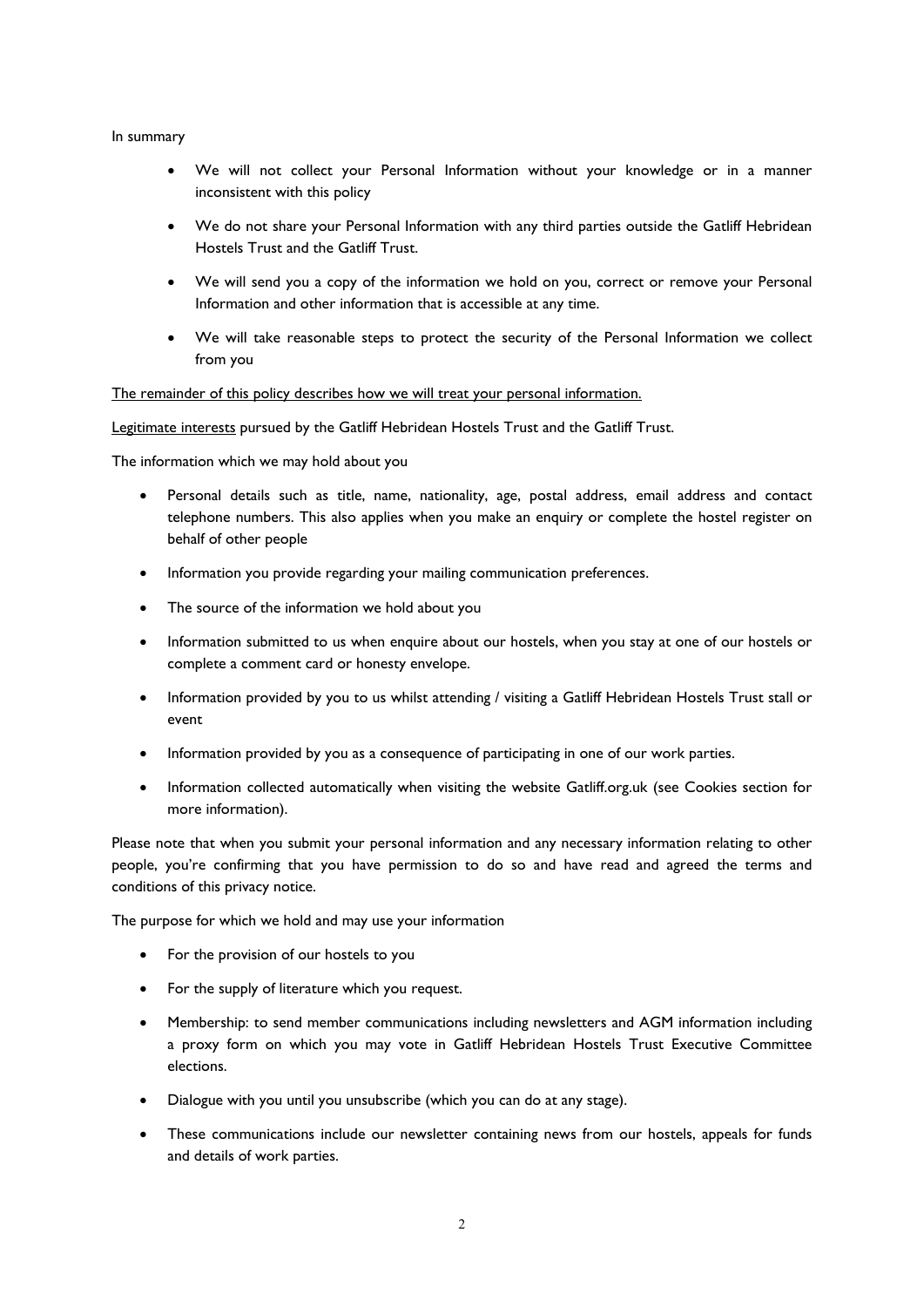In summary

- We will not collect your Personal Information without your knowledge or in a manner inconsistent with this policy
- We do not share your Personal Information with any third parties outside the Gatliff Hebridean Hostels Trust and the Gatliff Trust.
- We will send you a copy of the information we hold on you, correct or remove your Personal Information and other information that is accessible at any time.
- We will take reasonable steps to protect the security of the Personal Information we collect from you

The remainder of this policy describes how we will treat your personal information.

Legitimate interests pursued by the Gatliff Hebridean Hostels Trust and the Gatliff Trust.

The information which we may hold about you

- Personal details such as title, name, nationality, age, postal address, email address and contact telephone numbers. This also applies when you make an enquiry or complete the hostel register on behalf of other people
- Information you provide regarding your mailing communication preferences.
- The source of the information we hold about you
- Information submitted to us when enquire about our hostels, when you stay at one of our hostels or complete a comment card or honesty envelope.
- Information provided by you to us whilst attending / visiting a Gatliff Hebridean Hostels Trust stall or event
- Information provided by you as a consequence of participating in one of our work parties.
- Information collected automatically when visiting the website Gatliff.org.uk (see Cookies section for more information).

Please note that when you submit your personal information and any necessary information relating to other people, you're confirming that you have permission to do so and have read and agreed the terms and conditions of this privacy notice.

The purpose for which we hold and may use your information

- For the provision of our hostels to you
- For the supply of literature which you request.
- Membership: to send member communications including newsletters and AGM information including a proxy form on which you may vote in Gatliff Hebridean Hostels Trust Executive Committee elections.
- Dialogue with you until you unsubscribe (which you can do at any stage).
- These communications include our newsletter containing news from our hostels, appeals for funds and details of work parties.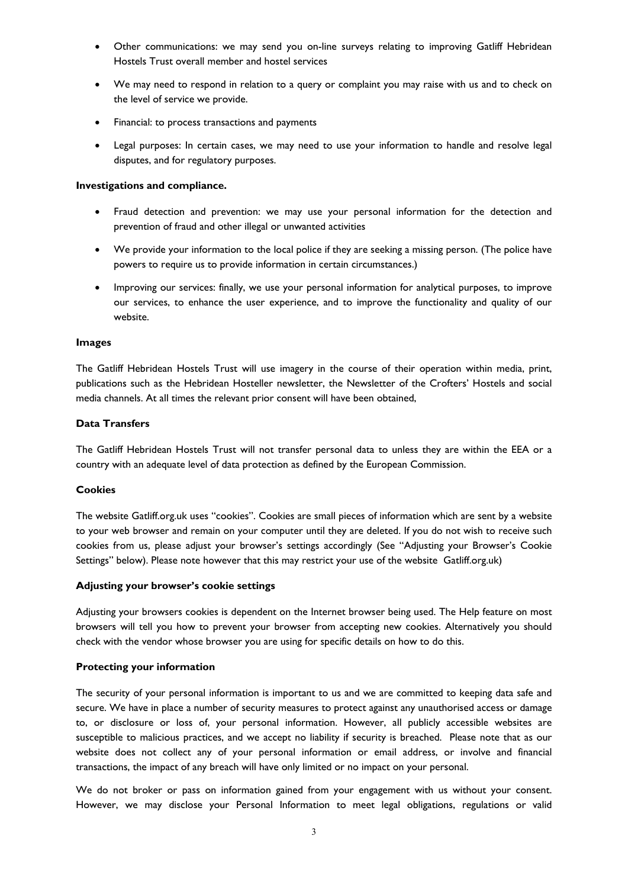- Other communications: we may send you on-line surveys relating to improving Gatliff Hebridean Hostels Trust overall member and hostel services
- We may need to respond in relation to a query or complaint you may raise with us and to check on the level of service we provide.
- Financial: to process transactions and payments
- Legal purposes: In certain cases, we may need to use your information to handle and resolve legal disputes, and for regulatory purposes.

**Investigations and compliance.**

- Fraud detection and prevention: we may use your personal information for the detection and prevention of fraud and other illegal or unwanted activities
- We provide your information to the local police if they are seeking a missing person. (The police have powers to require us to provide information in certain circumstances.)
- Improving our services: finally, we use your personal information for analytical purposes, to improve our services, to enhance the user experience, and to improve the functionality and quality of our website.

**Images**

The Gatliff Hebridean Hostels Trust will use imagery in the course of their operation within media, print, publications such as the Hebridean Hosteller newsletter, the Newsletter of the Crofters' Hostels and social media channels. At all times the relevant prior consent will have been obtained,

**Data Transfers**

The Gatliff Hebridean Hostels Trust will not transfer personal data to unless they are within the EEA or a country with an adequate level of data protection as defined by the European Commission.

**Cookies**

The website Gatliff.org.uk uses "cookies". Cookies are small pieces of information which are sent by a website to your web browser and remain on your computer until they are deleted. If you do not wish to receive such cookies from us, please adjust your browser's settings accordingly (See "Adjusting your Browser's Cookie Settings" below). Please note however that this may restrict your use of the website Gatliff.org.uk)

**Adjusting your browser's cookie settings**

Adjusting your browsers cookies is dependent on the Internet browser being used. The Help feature on most browsers will tell you how to prevent your browser from accepting new cookies. Alternatively you should check with the vendor whose browser you are using for specific details on how to do this.

**Protecting your information**

The security of your personal information is important to us and we are committed to keeping data safe and secure. We have in place a number of security measures to protect against any unauthorised access or damage to, or disclosure or loss of, your personal information. However, all publicly accessible websites are susceptible to malicious practices, and we accept no liability if security is breached. Please note that as our website does not collect any of your personal information or email address, or involve and financial transactions, the impact of any breach will have only limited or no impact on your personal.

We do not broker or pass on information gained from your engagement with us without your consent. However, we may disclose your Personal Information to meet legal obligations, regulations or valid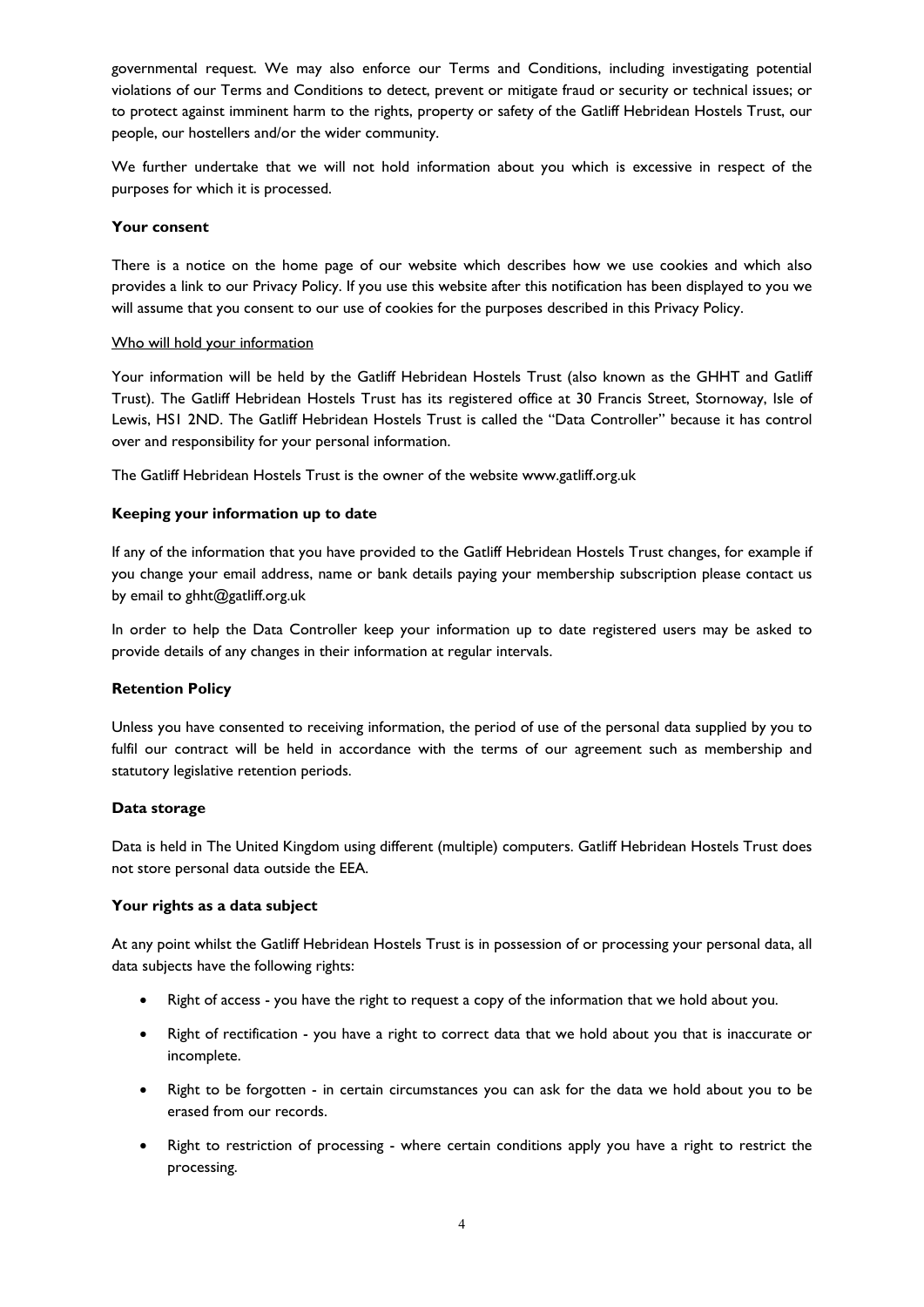governmental request. We may also enforce our Terms and Conditions, including investigating potential violations of our Terms and Conditions to detect, prevent or mitigate fraud or security or technical issues; or to protect against imminent harm to the rights, property or safety of the Gatliff Hebridean Hostels Trust, our people, our hostellers and/or the wider community.

We further undertake that we will not hold information about you which is excessive in respect of the purposes for which it is processed.

**Your consent**

There is a notice on the home page of our website which describes how we use cookies and which also provides a link to our Privacy Policy. If you use this website after this notification has been displayed to you we will assume that you consent to our use of cookies for the purposes described in this Privacy Policy.

<u>Who will hold your information</u>

Your information will be held by the Gatliff Hebridean Hostels Trust (also known as the GHHT and Gatliff Trust). The Gatliff Hebridean Hostels Trust has its registered office at 30 Francis Street, Stornoway, Isle of Lewis, HS1 2ND. The Gatliff Hebridean Hostels Trust is called the "Data Controller" because it has control over and responsibility for your personal information.

The Gatliff Hebridean Hostels Trust is the owner of the website www.gatliff.org.uk

**Keeping your information up to date**

If any of the information that you have provided to the Gatliff Hebridean Hostels Trust changes, for example if you change your email address, name or bank details paying your membership subscription please contact us by email to ghht@gatliff.org.uk

In order to help the Data Controller keep your information up to date registered users may be asked to provide details of any changes in their information at regular intervals.

**Retention Policy**

Unless you have consented to receiving information, the period of use of the personal data supplied by you to fulfil our contract will be held in accordance with the terms of our agreement such as membership and statutory legislative retention periods.

**Data storage**

Data is held in The United Kingdom using different (multiple) computers. Gatliff Hebridean Hostels Trust does not store personal data outside the EEA.

**Your rights as a data subject**

At any point whilst the Gatliff Hebridean Hostels Trust is in possession of or processing your personal data, all data subjects have the following rights:

- Right of access - you have the right to request a copy of the information that we hold about you.
- Right of rectification - you have a right to correct data that we hold about you that is inaccurate or incomplete.
- Right to be forgotten - in certain circumstances you can ask for the data we hold about you to be erased from our records.
- Right to restriction of processing - where certain conditions apply you have a right to restrict the processing.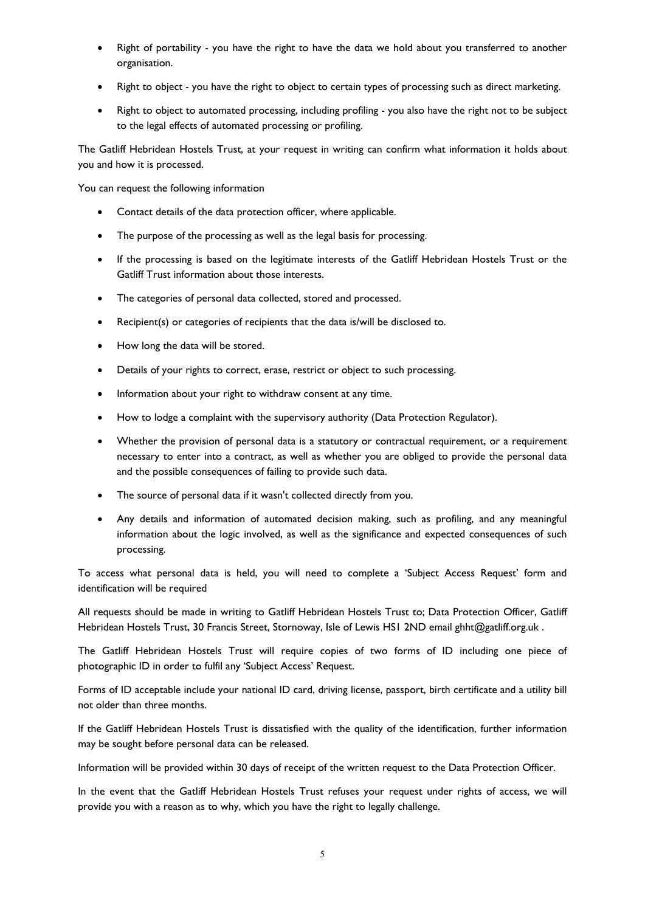- Right of portability - you have the right to have the data we hold about you transferred to another organisation.
- Right to object - you have the right to object to certain types of processing such as direct marketing.
- Right to object to automated processing, including profiling - you also have the right not to be subject to the legal effects of automated processing or profiling.

The Gatliff Hebridean Hostels Trust, at your request in writing can confirm what information it holds about you and how it is processed.

You can request the following information

- Contact details of the data protection officer, where applicable.
- The purpose of the processing as well as the legal basis for processing.
- If the processing is based on the legitimate interests of the Gatliff Hebridean Hostels Trust or the Gatliff Trust information about those interests.
- The categories of personal data collected, stored and processed.
- Recipient(s) or categories of recipients that the data is/will be disclosed to.
- How long the data will be stored.
- Details of your rights to correct, erase, restrict or object to such processing.
- Information about your right to withdraw consent at any time.
- How to lodge a complaint with the supervisory authority (Data Protection Regulator).
- Whether the provision of personal data is a statutory or contractual requirement, or a requirement necessary to enter into a contract, as well as whether you are obliged to provide the personal data and the possible consequences of failing to provide such data.
- The source of personal data if it wasn't collected directly from you.
- Any details and information of automated decision making, such as profiling, and any meaningful information about the logic involved, as well as the significance and expected consequences of such processing.

To access what personal data is held, you will need to complete a 'Subject Access Request' form and identification will be required

All requests should be made in writing to Gatliff Hebridean Hostels Trust to; Data Protection Officer, Gatliff Hebridean Hostels Trust, 30 Francis Street, Stornoway, Isle of Lewis HS1 2ND email ghht@gatliff.org.uk .

The Gatliff Hebridean Hostels Trust will require copies of two forms of ID including one piece of photographic ID in order to fulfil any 'Subject Access' Request.

Forms of ID acceptable include your national ID card, driving license, passport, birth certificate and a utility bill not older than three months.

If the Gatliff Hebridean Hostels Trust is dissatisfied with the quality of the identification, further information may be sought before personal data can be released.

Information will be provided within 30 days of receipt of the written request to the Data Protection Officer.

In the event that the Gatliff Hebridean Hostels Trust refuses your request under rights of access, we will provide you with a reason as to why, which you have the right to legally challenge.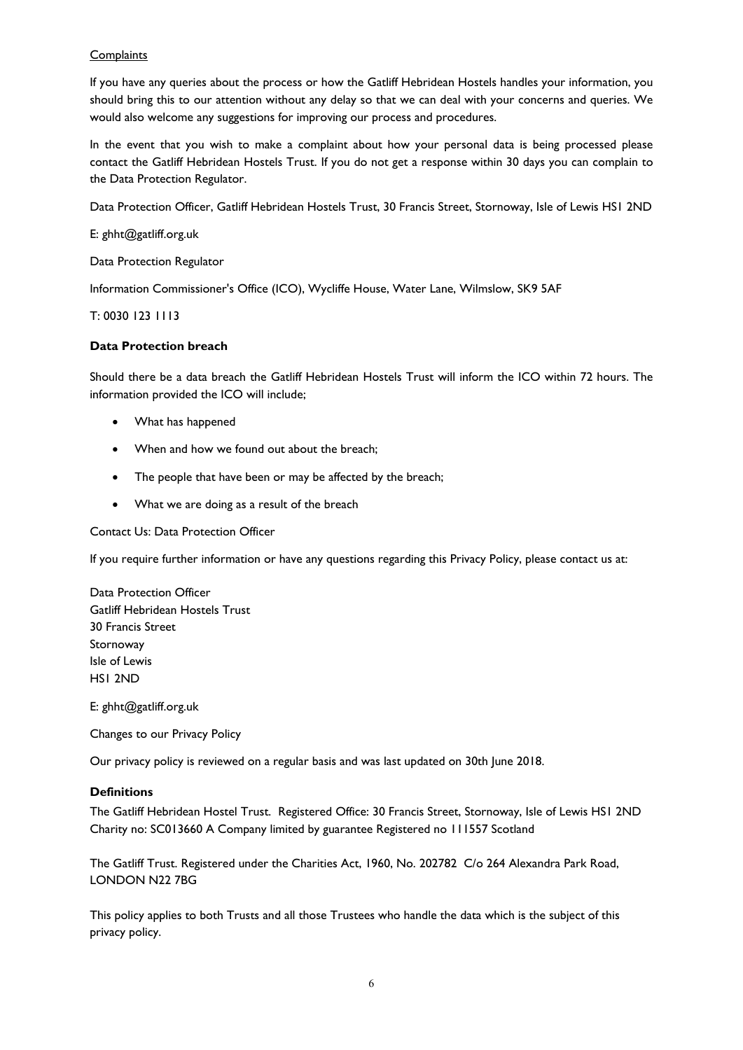Complaints

If you have any queries about the process or how the Gatliff Hebridean Hostels handles your information, you should bring this to our attention without any delay so that we can deal with your concerns and queries. We would also welcome any suggestions for improving our process and procedures.

In the event that you wish to make a complaint about how your personal data is being processed please contact the Gatliff Hebridean Hostels Trust. If you do not get a response within 30 days you can complain to the Data Protection Regulator.

Data Protection Officer, Gatliff Hebridean Hostels Trust, 30 Francis Street, Stornoway, Isle of Lewis HS1 2ND

E: ghht@gatliff.org.uk

Data Protection Regulator

Information Commissioner's Office (ICO), Wycliffe House, Water Lane, Wilmslow, SK9 5AF

T: 0030 123 1113

**Data Protection breach**

Should there be a data breach the Gatliff Hebridean Hostels Trust will inform the ICO within 72 hours. The information provided the ICO will include;

- What has happened
- When and how we found out about the breach;
- The people that have been or may be affected by the breach;
- What we are doing as a result of the breach

Contact Us: Data Protection Officer

If you require further information or have any questions regarding this Privacy Policy, please contact us at:

Data Protection Officer
Gatliff Hebridean Hostels Trust
30 Francis Street
Stornoway
Isle of Lewis
HS1 2ND

E: ghht@gatliff.org.uk

Changes to our Privacy Policy

Our privacy policy is reviewed on a regular basis and was last updated on 30th June 2018.

**Definitions**

The Gatliff Hebridean Hostel Trust. Registered Office: 30 Francis Street, Stornoway, Isle of Lewis HS1 2ND Charity no: SC013660 A Company limited by guarantee Registered no 111557 Scotland

The Gatliff Trust. Registered under the Charities Act, 1960, No. 202782 C/o 264 Alexandra Park Road, LONDON N22 7BG

This policy applies to both Trusts and all those Trustees who handle the data which is the subject of this privacy policy.